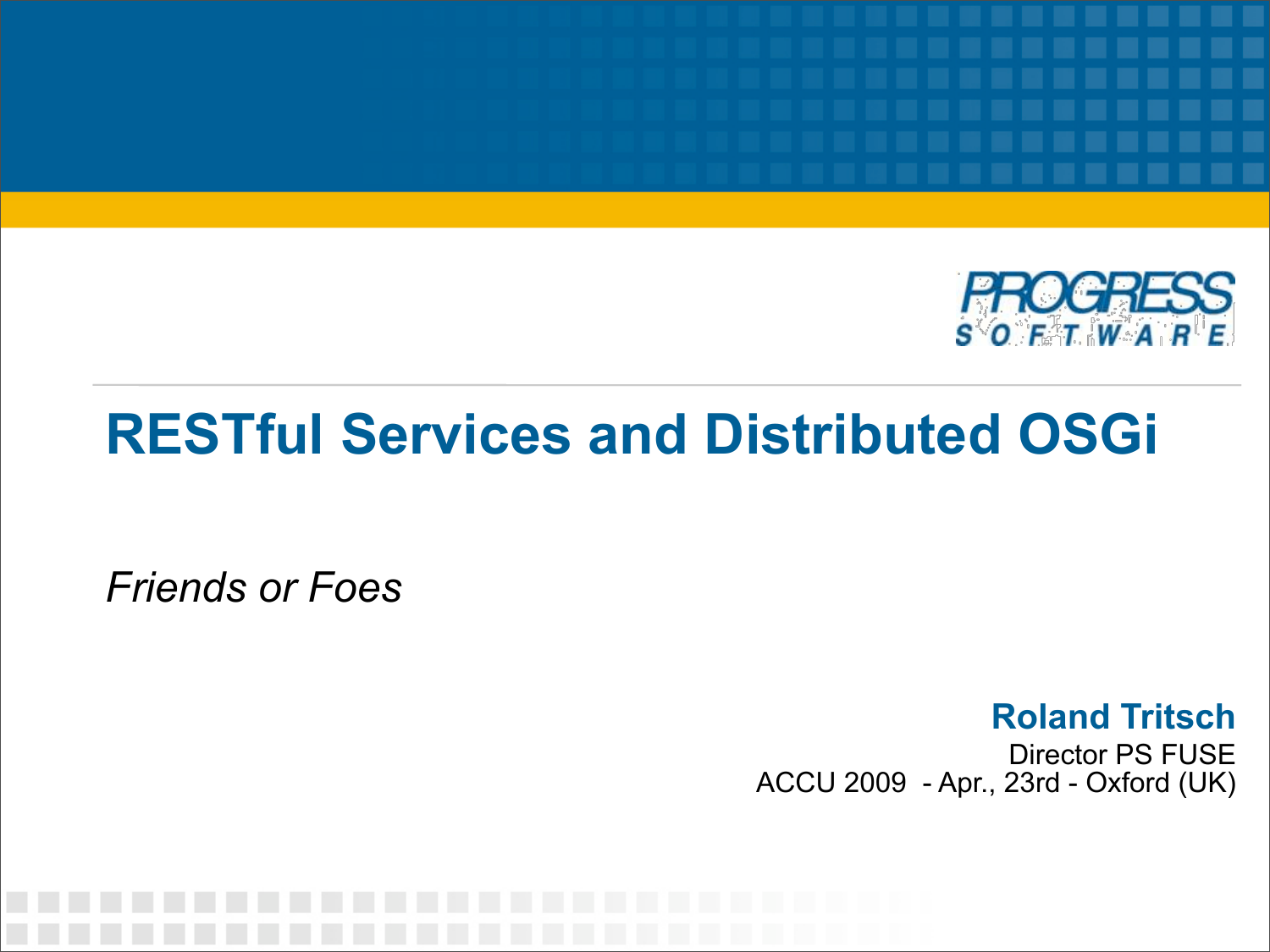PROGRESS SOFTWARE

# RESTful Services and Distributed OSGi

*Friends or Foes*

**Roland Tritsch**
Director PS FUSE
ACCU 2009 - Apr., 23rd - Oxford (UK)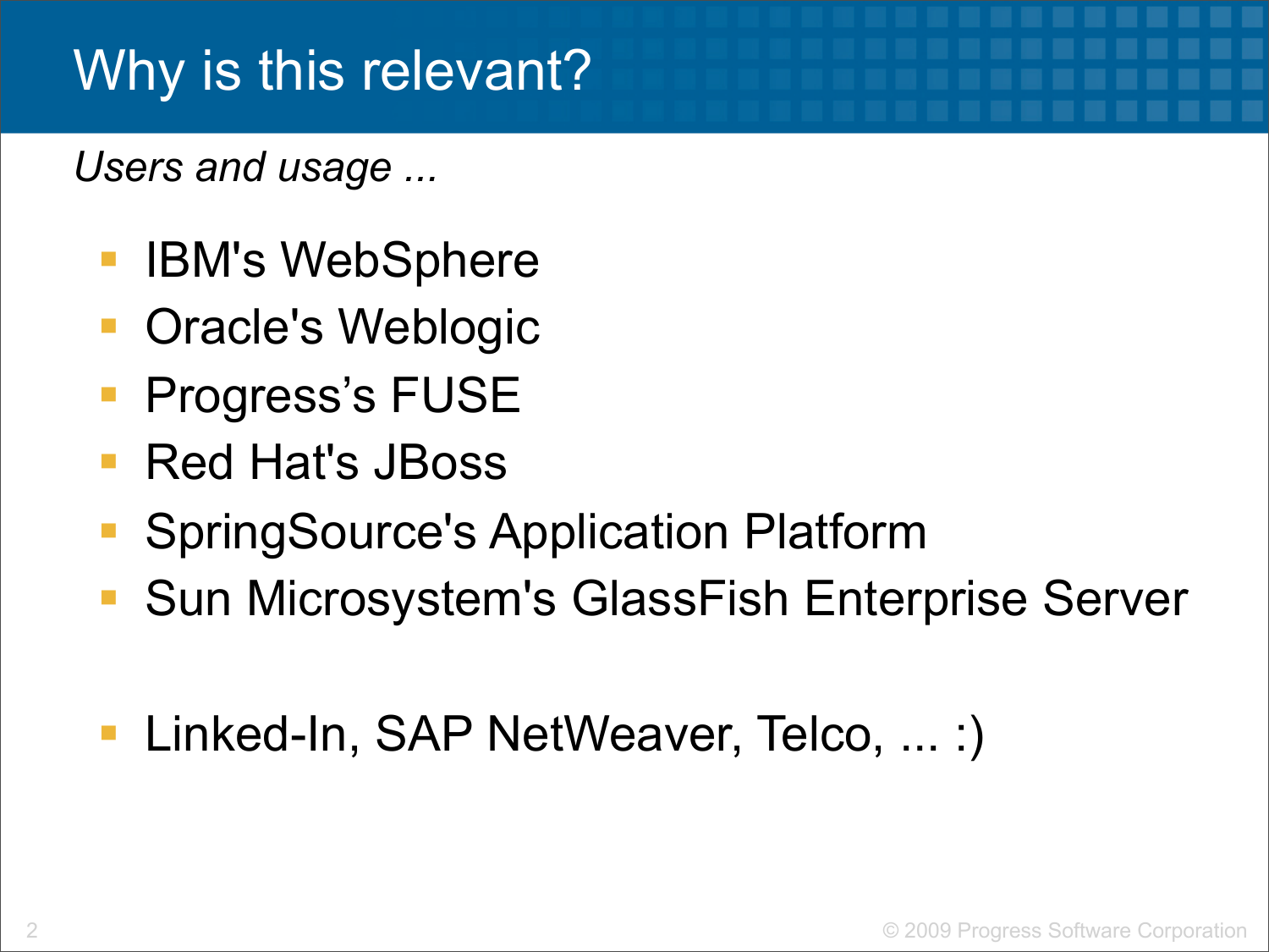# Why is this relevant?

*Users and usage ...*

- IBM's WebSphere
- Oracle's Weblogic
- Progress’s FUSE
- Red Hat's JBoss
- SpringSource's Application Platform
- Sun Microsystem's GlassFish Enterprise Server

- Linked-In, SAP NetWeaver, Telco, ... :)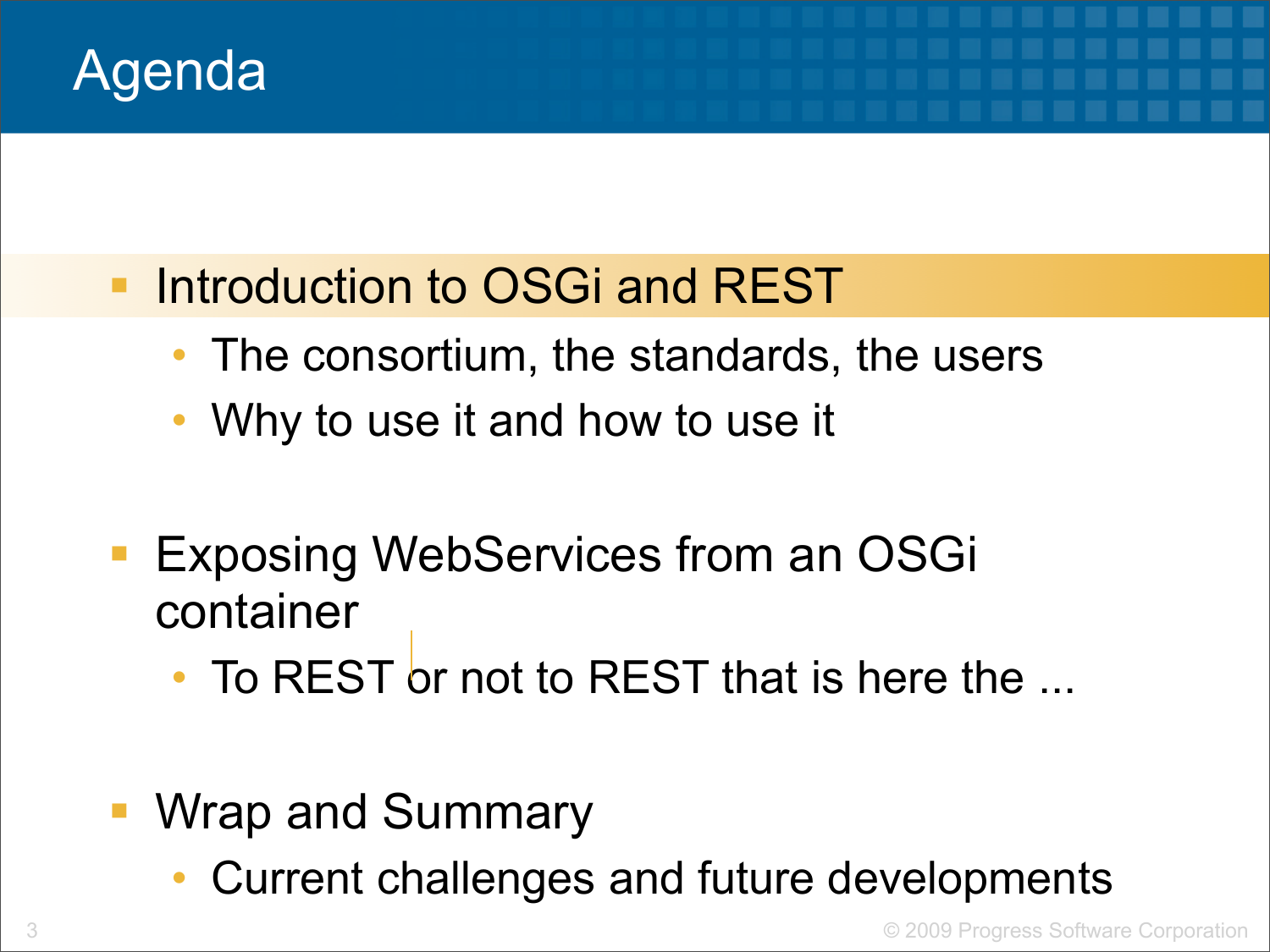# Agenda

- Introduction to OSGi and REST
  - The consortium, the standards, the users
  - Why to use it and how to use it

- Exposing WebServices from an OSGi container
  - To REST or not to REST that is here the ...

- Wrap and Summary
  - Current challenges and future developments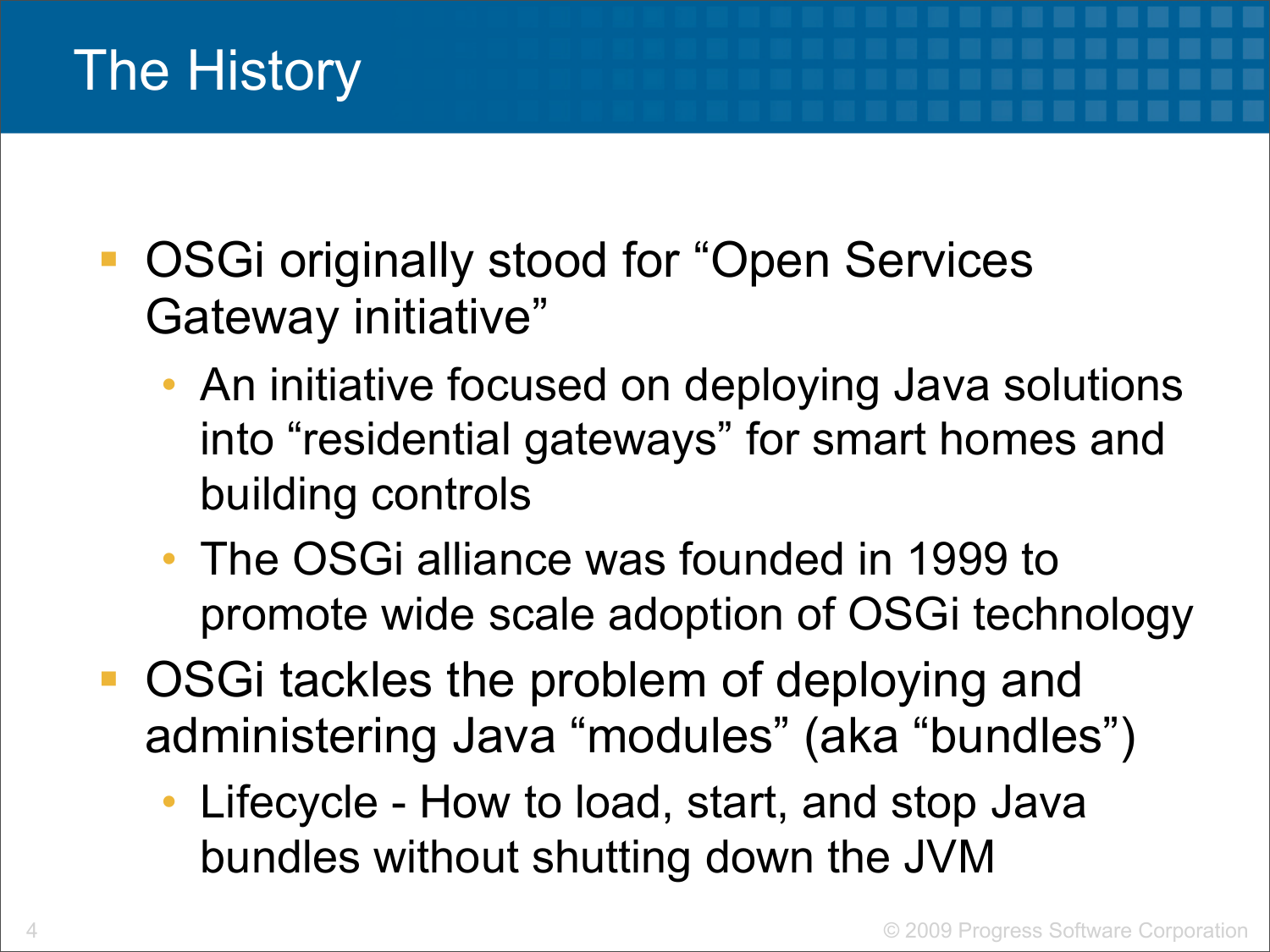# The History

- OSGi originally stood for “Open Services Gateway initiative”
  - An initiative focused on deploying Java solutions into “residential gateways” for smart homes and building controls
  - The OSGi alliance was founded in 1999 to promote wide scale adoption of OSGi technology
- OSGi tackles the problem of deploying and administering Java “modules” (aka “bundles”)
  - Lifecycle - How to load, start, and stop Java bundles without shutting down the JVM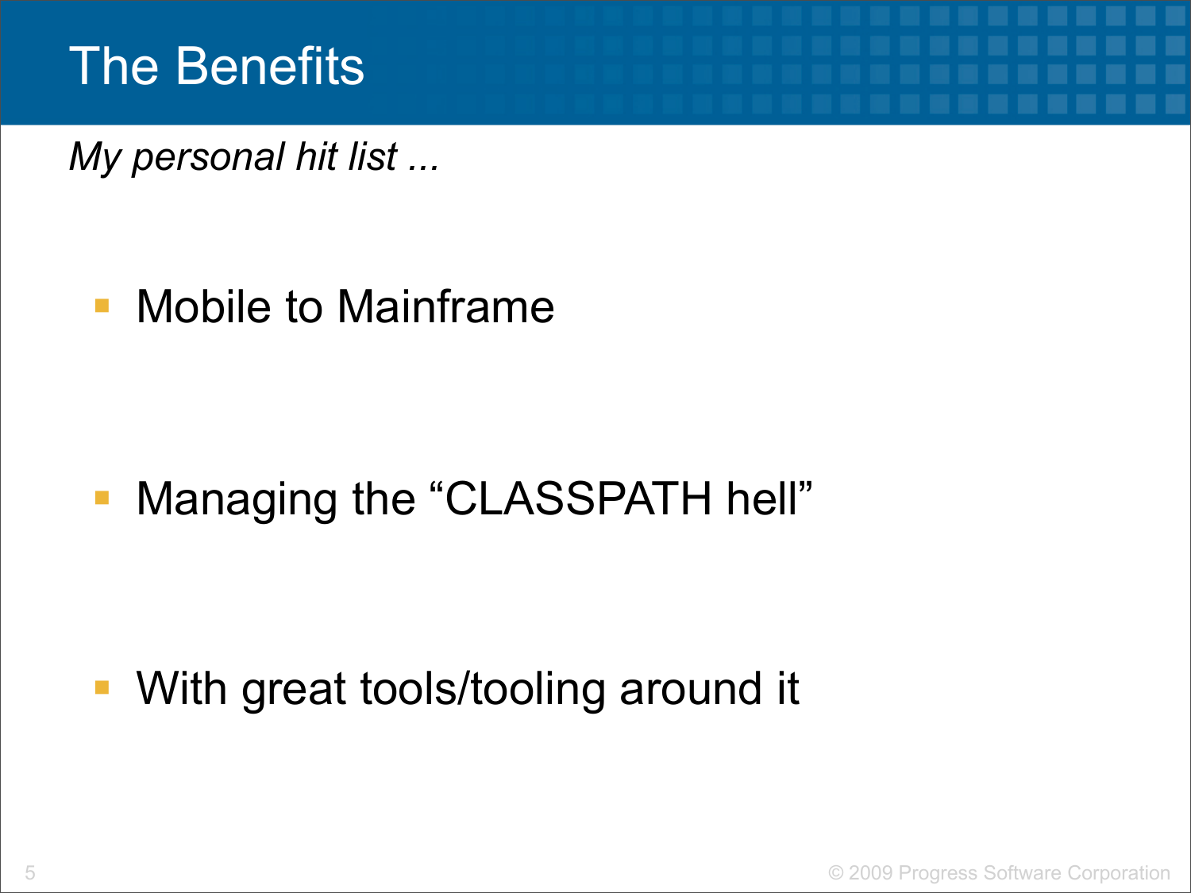# The Benefits

*My personal hit list ...*

- Mobile to Mainframe
- Managing the “CLASSPATH hell”
- With great tools/tooling around it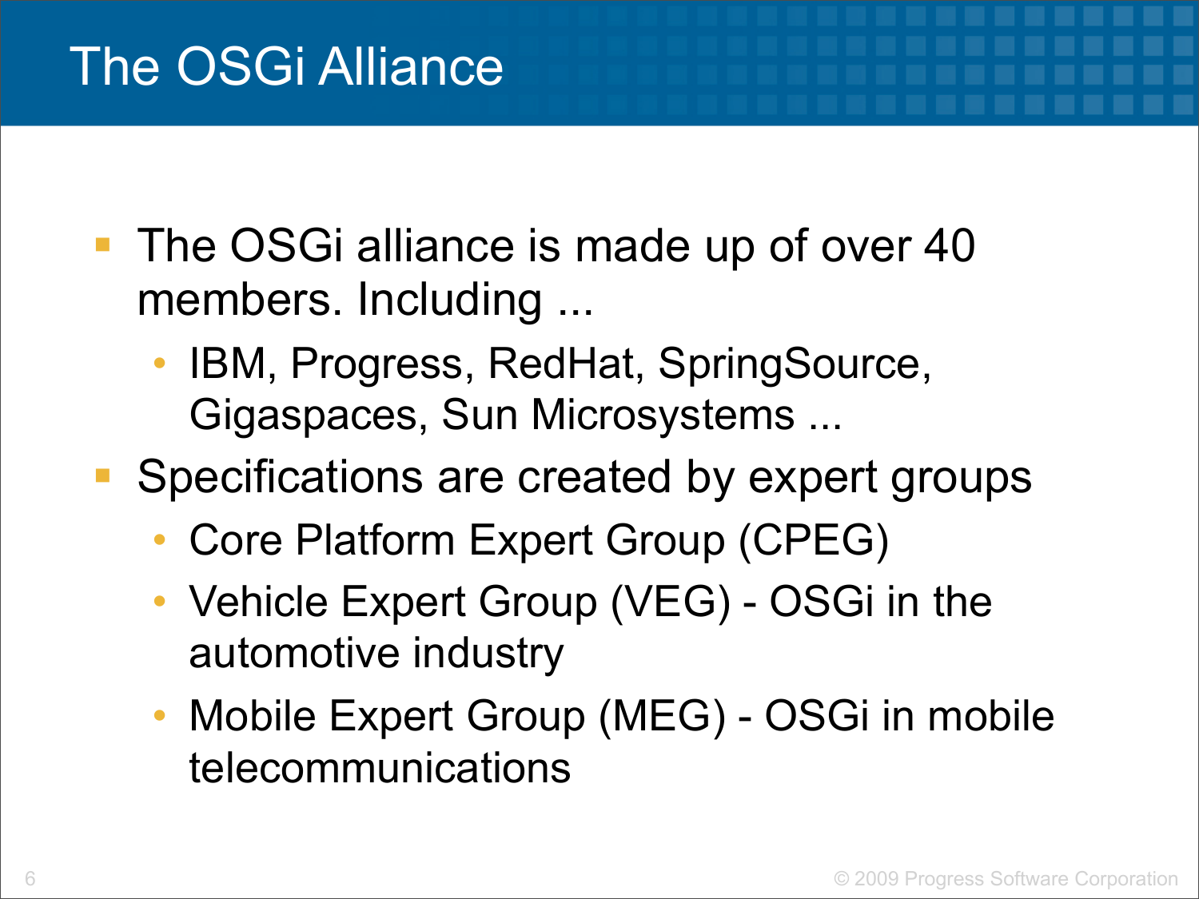# The OSGi Alliance

- The OSGi alliance is made up of over 40 members. Including ...
  - IBM, Progress, RedHat, SpringSource, Gigaspaces, Sun Microsystems ...
- Specifications are created by expert groups
  - Core Platform Expert Group (CPEG)
  - Vehicle Expert Group (VEG) - OSGi in the automotive industry
  - Mobile Expert Group (MEG) - OSGi in mobile telecommunications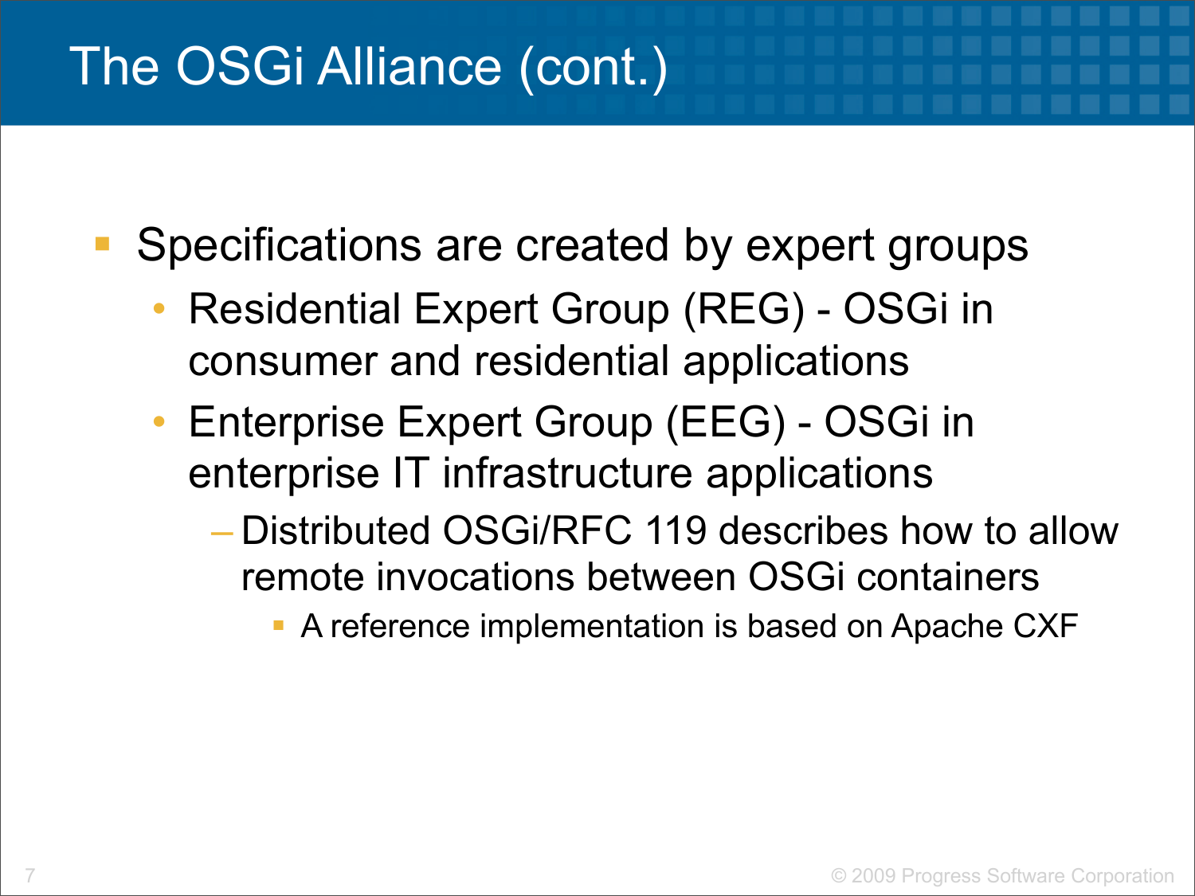# The OSGi Alliance (cont.)

- Specifications are created by expert groups
  - Residential Expert Group (REG) - OSGi in consumer and residential applications
  - Enterprise Expert Group (EEG) - OSGi in enterprise IT infrastructure applications
    - Distributed OSGi/RFC 119 describes how to allow remote invocations between OSGi containers
      - A reference implementation is based on Apache CXF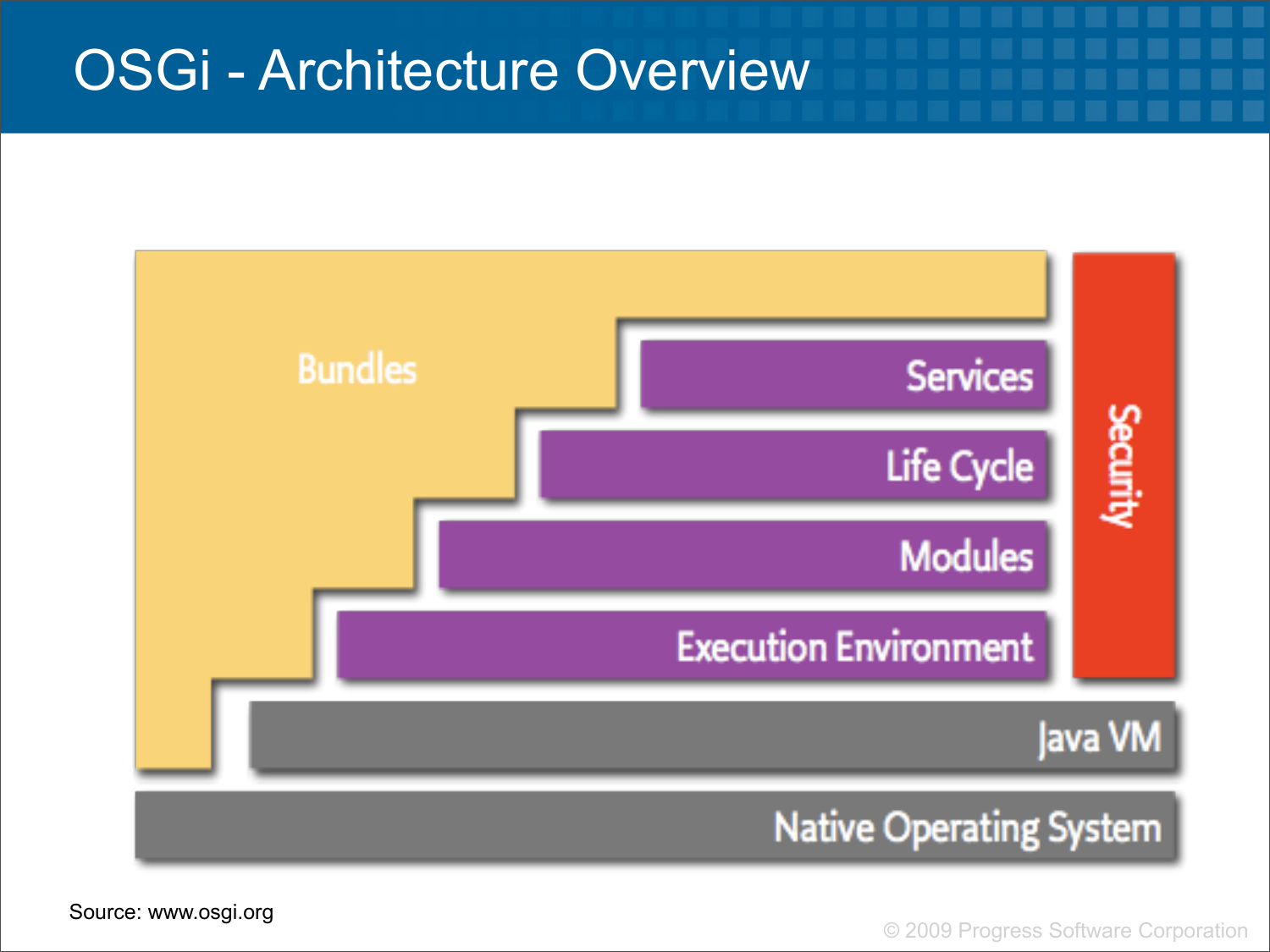# OSGi - Architecture Overview

Bundles

Services

Life Cycle

Modules

Execution Environment

Security

Java VM

Native Operating System

Source: www.osgi.org

© 2009 Progress Software Corporation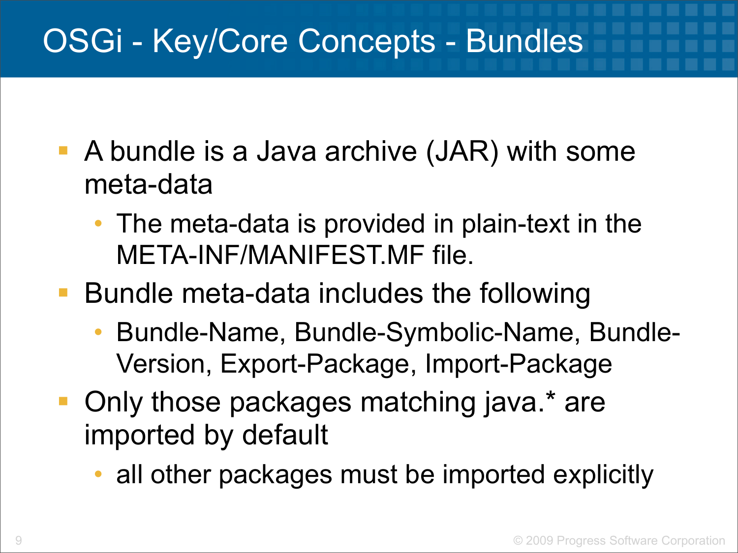# OSGi - Key/Core Concepts - Bundles

- A bundle is a Java archive (JAR) with some meta-data
  - The meta-data is provided in plain-text in the META-INF/MANIFEST.MF file.
- Bundle meta-data includes the following
  - Bundle-Name, Bundle-Symbolic-Name, Bundle-Version, Export-Package, Import-Package
- Only those packages matching java.* are imported by default
  - all other packages must be imported explicitly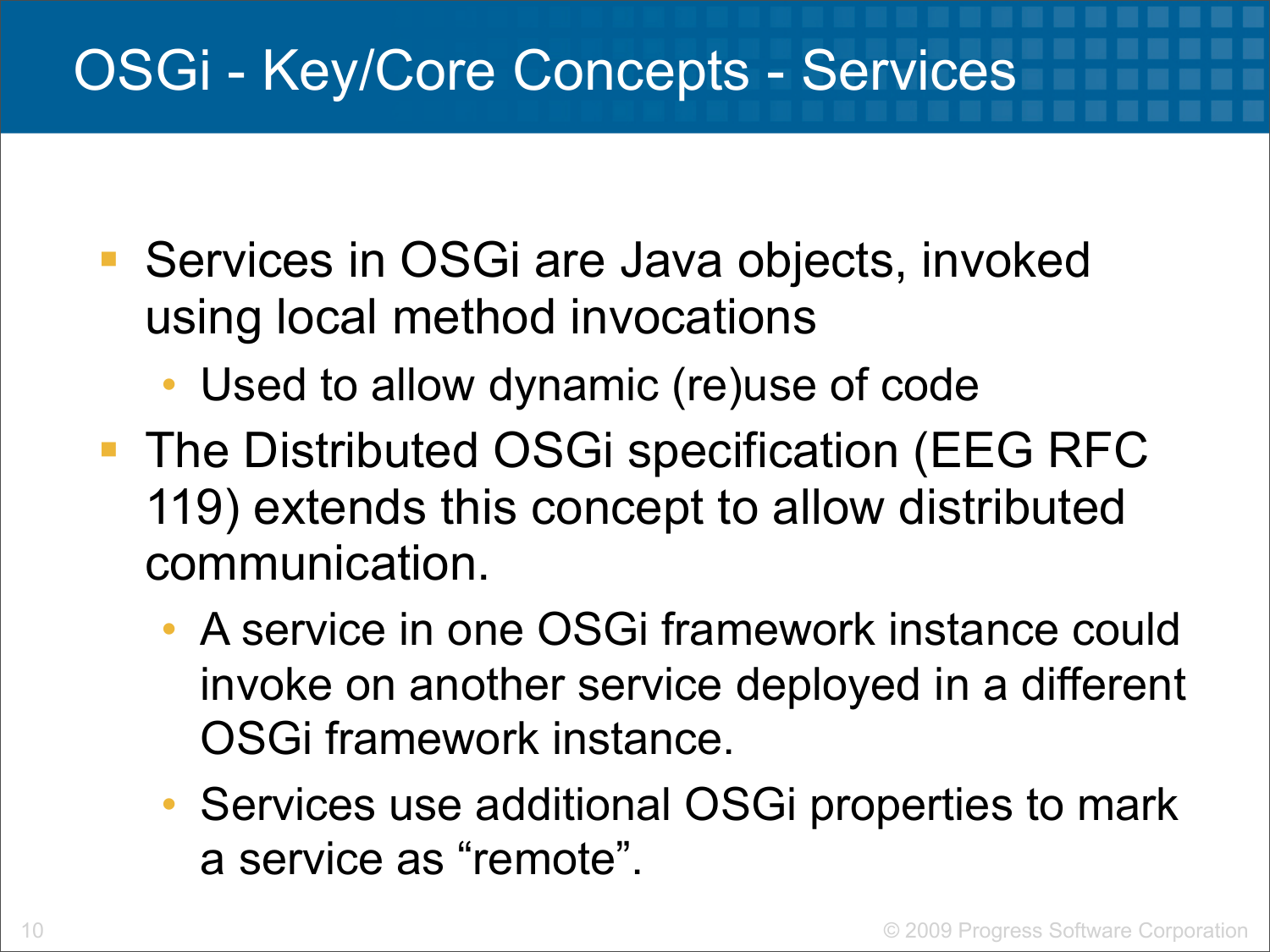# OSGi - Key/Core Concepts - Services

- Services in OSGi are Java objects, invoked using local method invocations
  - Used to allow dynamic (re)use of code
- The Distributed OSGi specification (EEG RFC 119) extends this concept to allow distributed communication.
  - A service in one OSGi framework instance could invoke on another service deployed in a different OSGi framework instance.
  - Services use additional OSGi properties to mark a service as “remote”.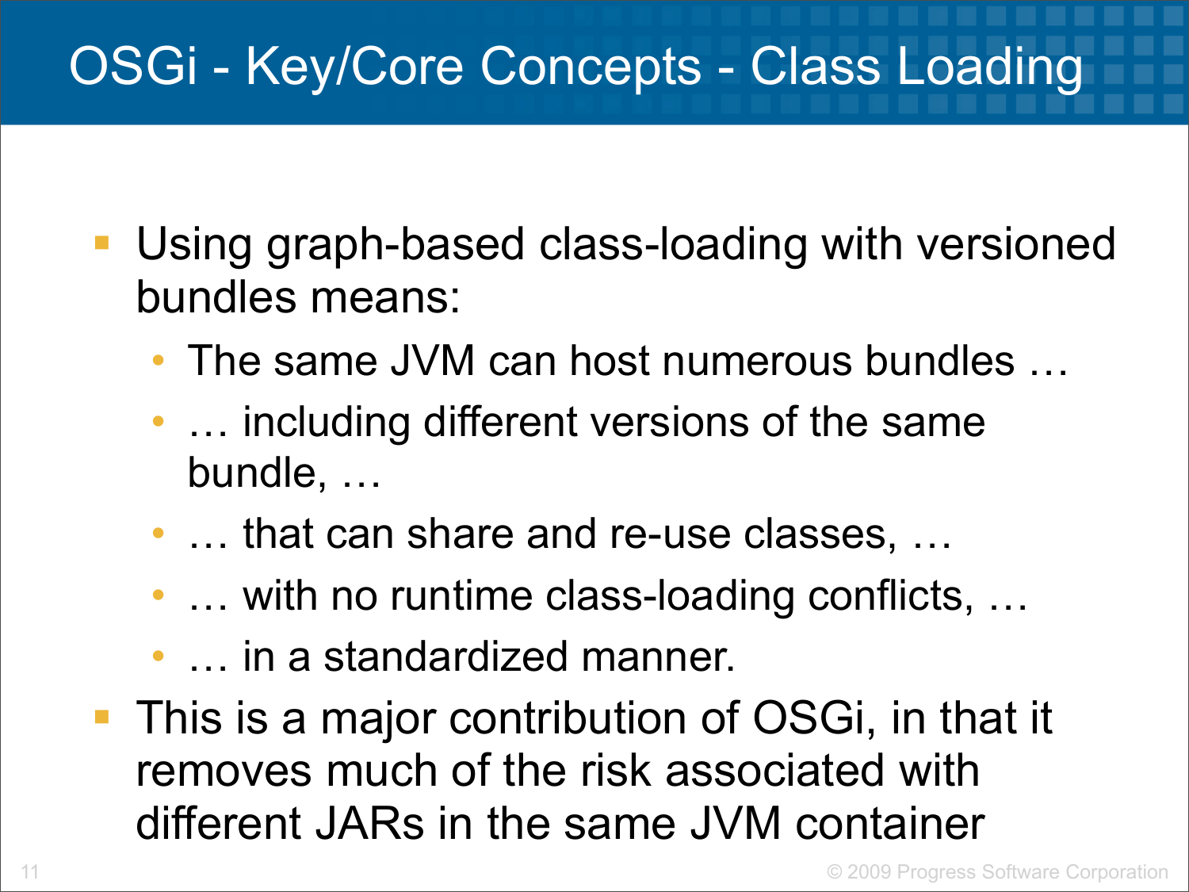# OSGi - Key/Core Concepts - Class Loading

- Using graph-based class-loading with versioned bundles means:
  - The same JVM can host numerous bundles …
  - … including different versions of the same bundle, …
  - … that can share and re-use classes, …
  - … with no runtime class-loading conflicts, …
  - … in a standardized manner.
- This is a major contribution of OSGi, in that it removes much of the risk associated with different JARs in the same JVM container

© 2009 Progress Software Corporation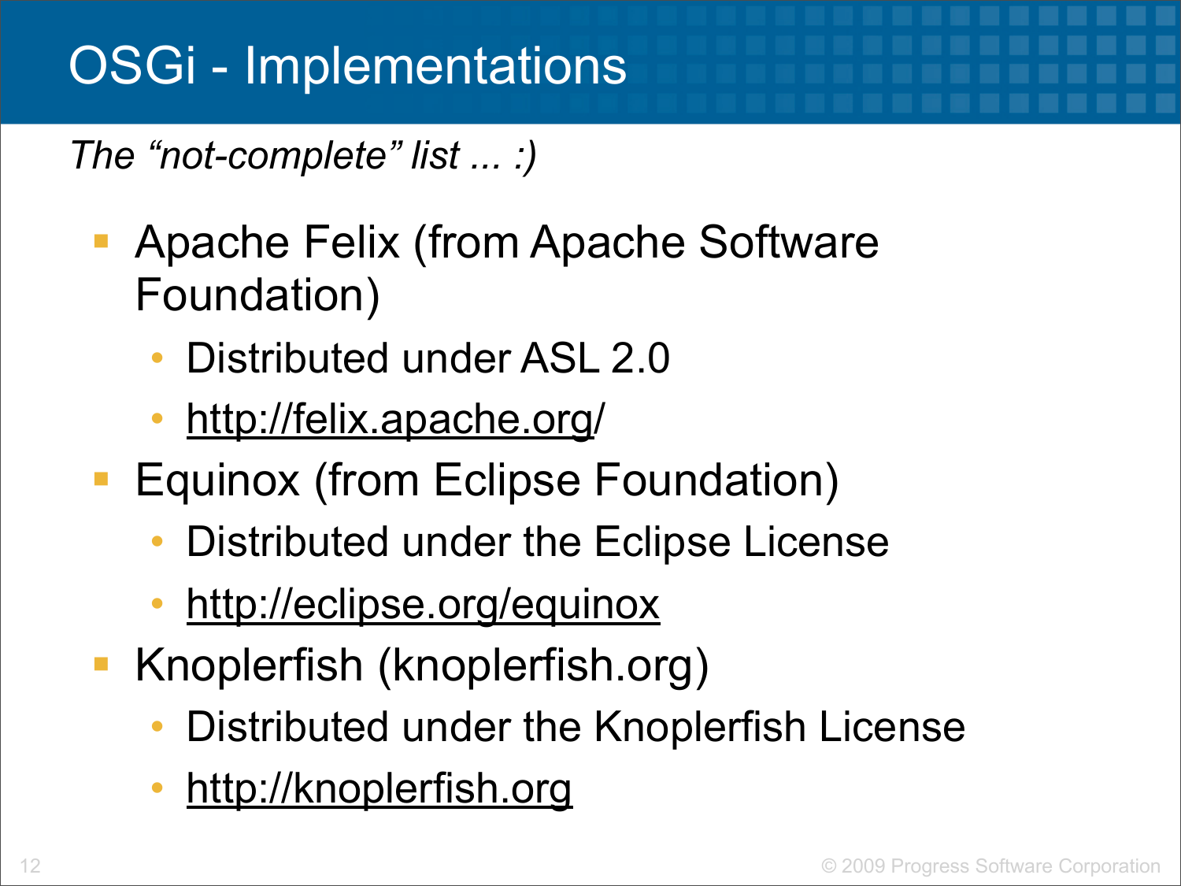# OSGi - Implementations

*The “not-complete” list ... :)*

- Apache Felix (from Apache Software Foundation)
  - Distributed under ASL 2.0
  - http://felix.apache.org/
- Equinox (from Eclipse Foundation)
  - Distributed under the Eclipse License
  - http://eclipse.org/equinox
- Knoplerfish (knoplerfish.org)
  - Distributed under the Knoplerfish License
  - http://knoplerfish.org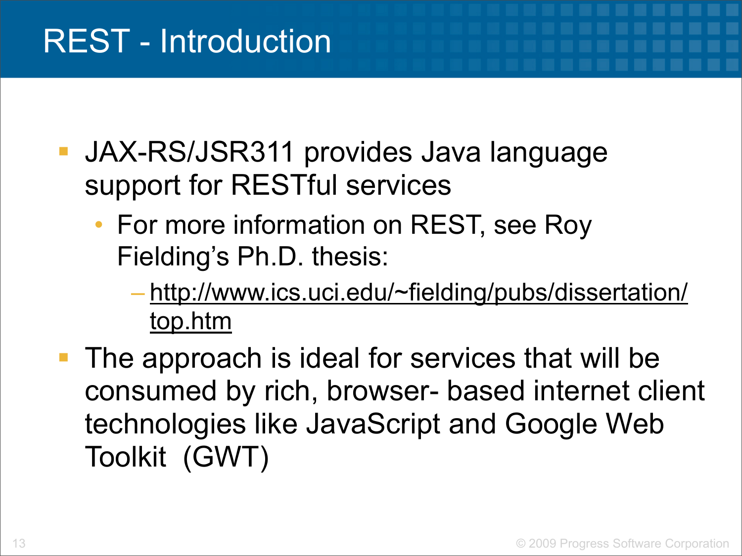# REST - Introduction

- JAX-RS/JSR311 provides Java language support for RESTful services
  - For more information on REST, see Roy Fielding’s Ph.D. thesis:
    - http://www.ics.uci.edu/~fielding/pubs/dissertation/top.htm
- The approach is ideal for services that will be consumed by rich, browser- based internet client technologies like JavaScript and Google Web Toolkit (GWT)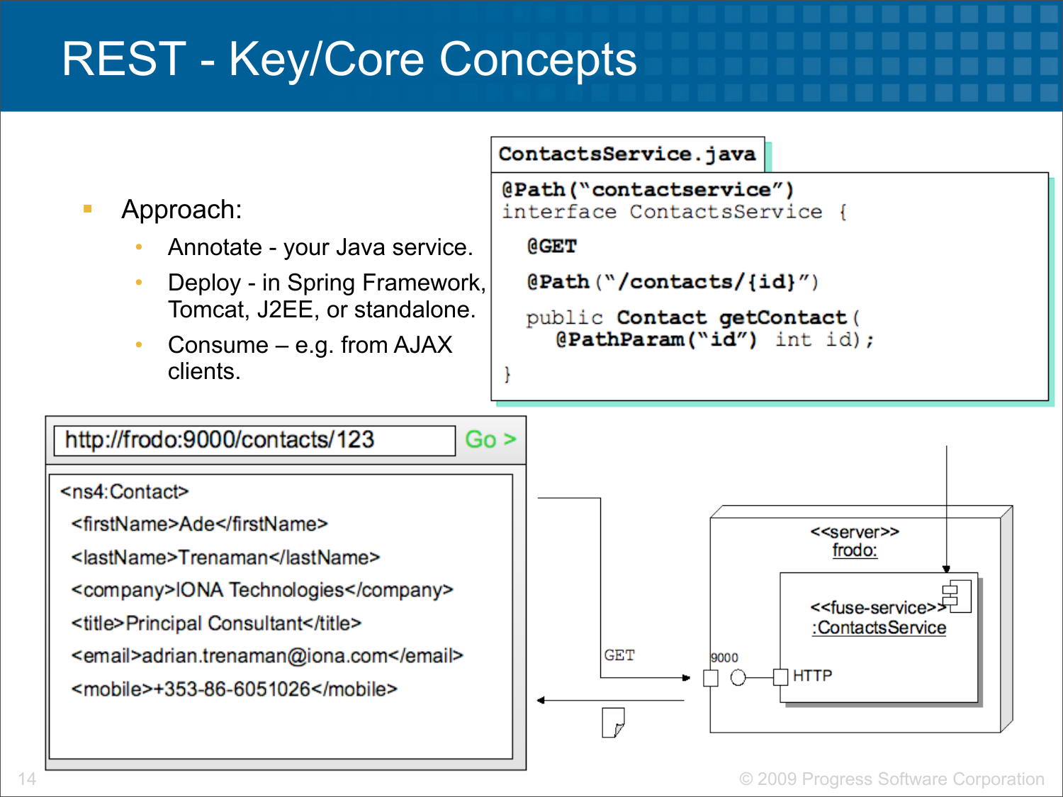# REST - Key/Core Concepts

- Approach:
  - Annotate - your Java service.
  - Deploy - in Spring Framework, Tomcat, J2EE, or standalone.
  - Consume – e.g. from AJAX clients.

**ContactsService.java**

```java
@Path("contactservice")
interface ContactsService {
  @GET
  @Path("/contacts/{id}")
  public Contact getContact(
     @PathParam("id") int id);
}
```

http://frodo:9000/contacts/123 Go >

```xml
<ns4:Contact>
  <firstName>Ade</firstName>
  <lastName>Trenaman</lastName>
  <company>IONA Technologies</company>
  <title>Principal Consultant</title>
  <email>adrian.trenaman@iona.com</email>
  <mobile>+353-86-6051026</mobile>
```

GET

9000

<<server>>
frodo:

<<fuse-service>>
:ContactsService

HTTP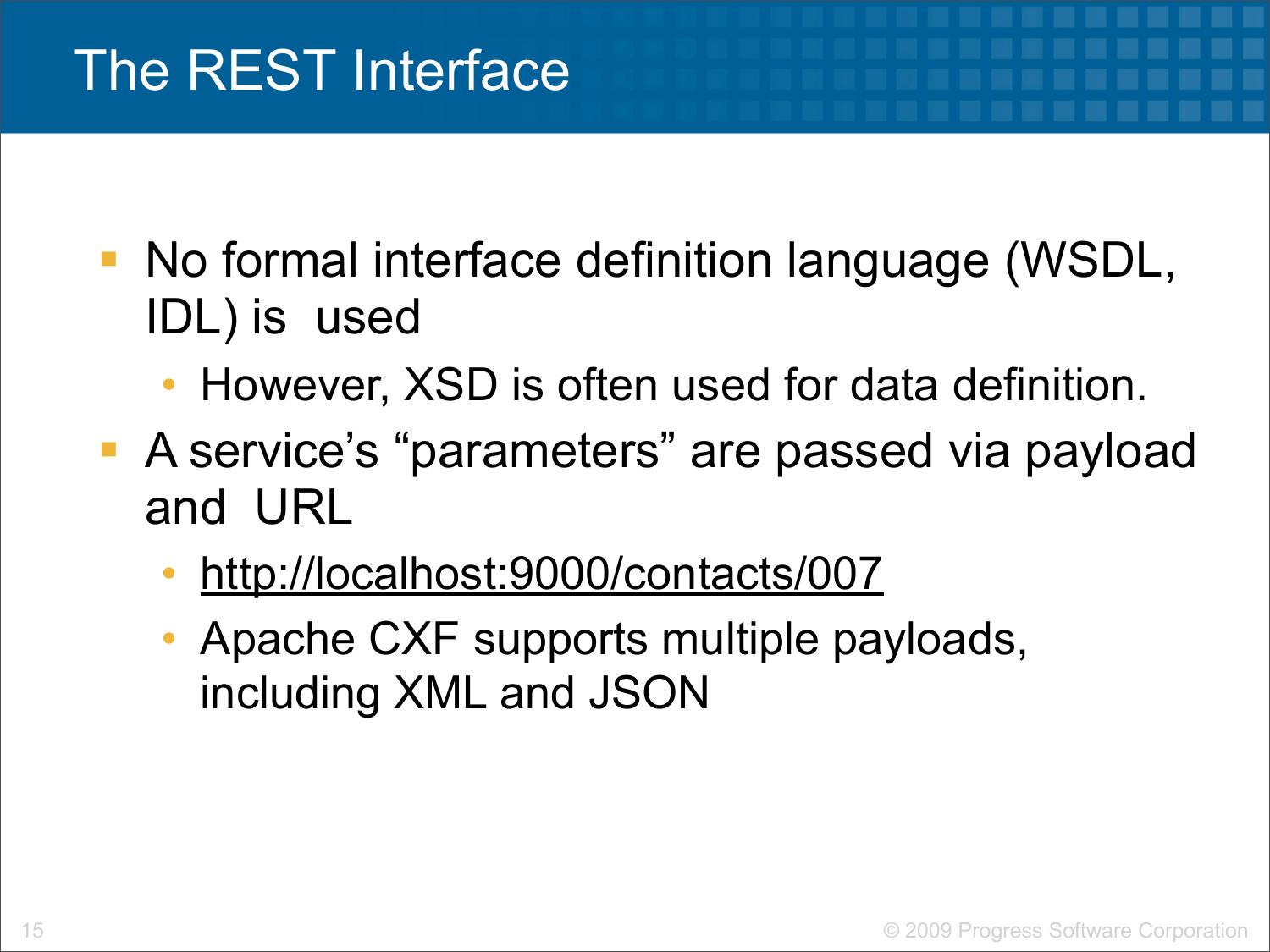# The REST Interface

- No formal interface definition language (WSDL, IDL) is used
  - However, XSD is often used for data definition.
- A service's "parameters" are passed via payload and URL
  - http://localhost:9000/contacts/007
  - Apache CXF supports multiple payloads, including XML and JSON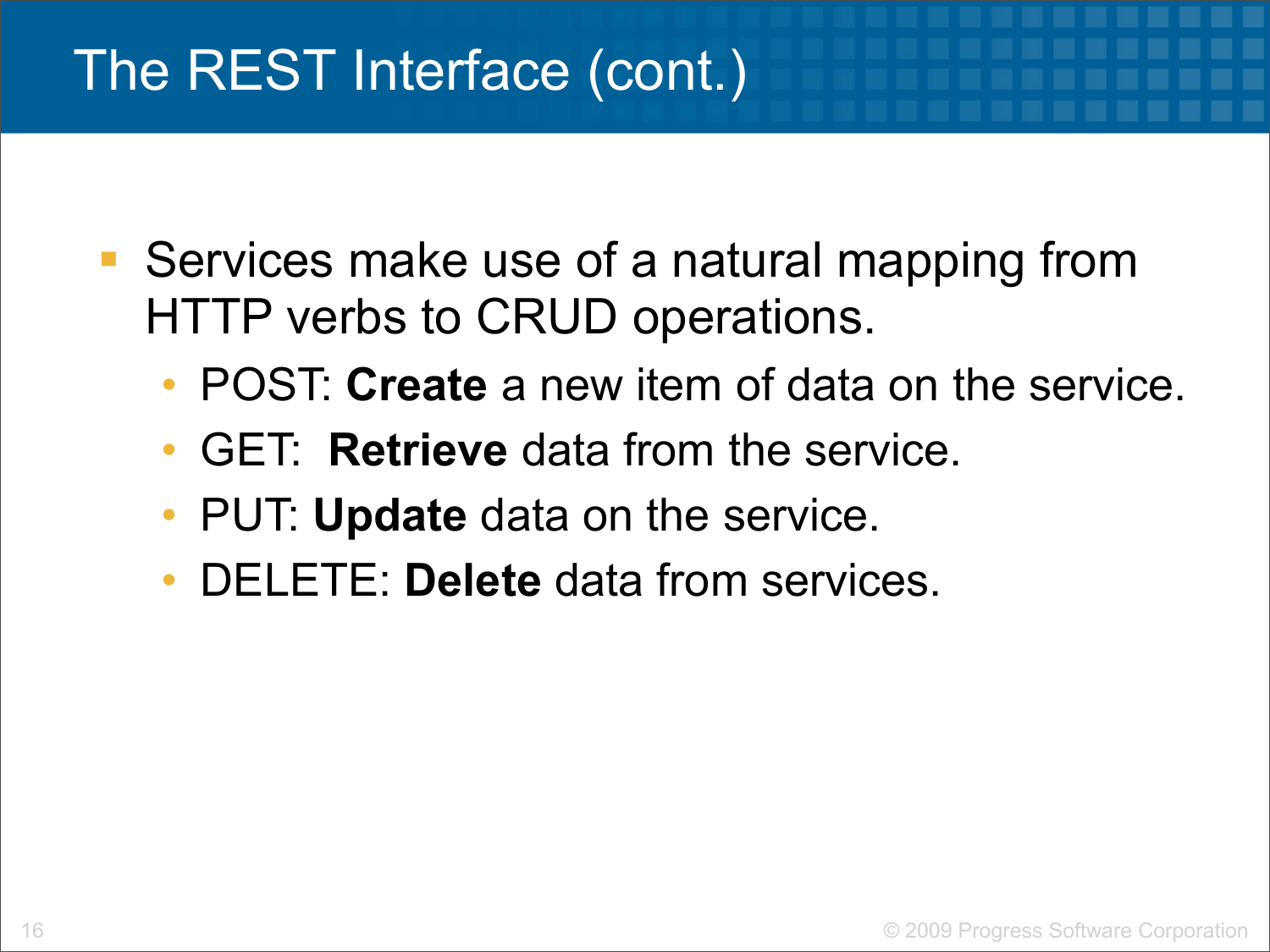# The REST Interface (cont.)

- Services make use of a natural mapping from HTTP verbs to CRUD operations.
  - POST: **Create** a new item of data on the service.
  - GET:  **Retrieve** data from the service.
  - PUT: **Update** data on the service.
  - DELETE: **Delete** data from services.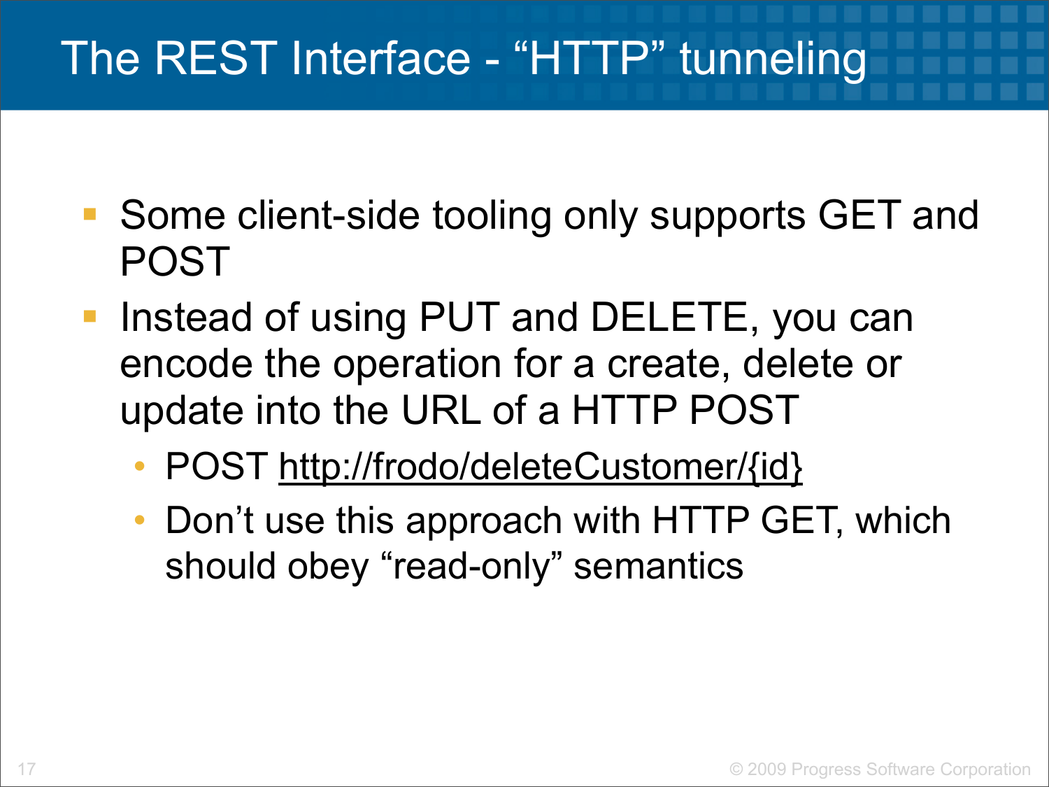# The REST Interface - “HTTP” tunneling

- Some client-side tooling only supports GET and POST
- Instead of using PUT and DELETE, you can encode the operation for a create, delete or update into the URL of a HTTP POST
  - POST http://frodo/deleteCustomer/{id}
  - Don’t use this approach with HTTP GET, which should obey “read-only” semantics

© 2009 Progress Software Corporation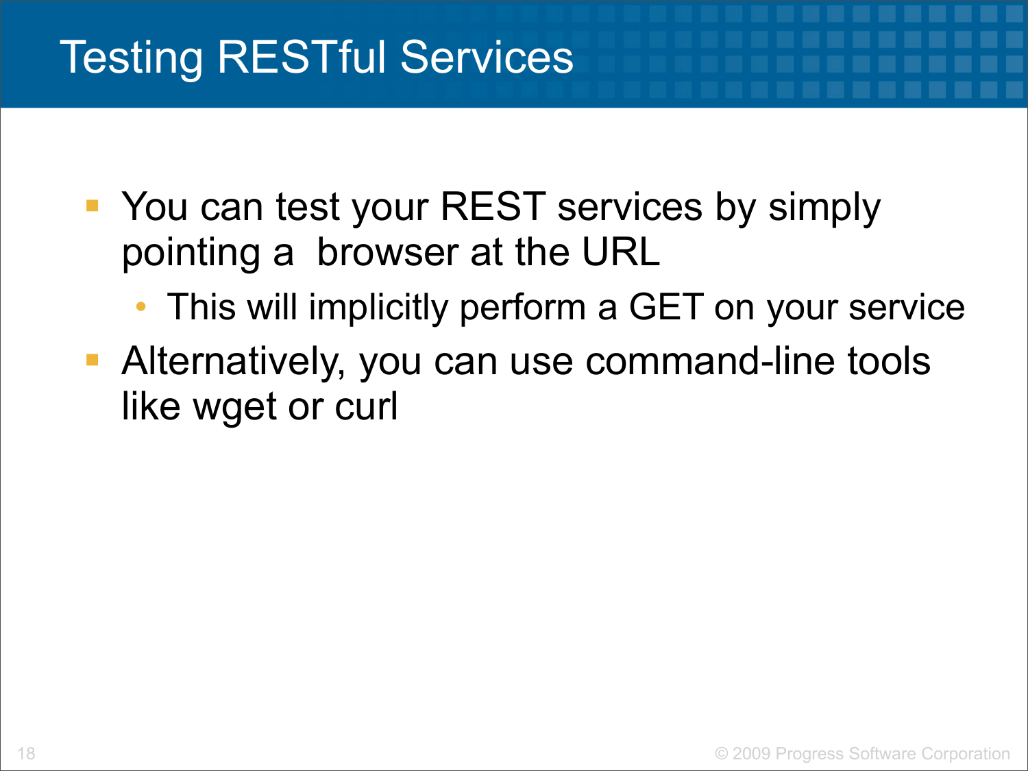# Testing RESTful Services

- You can test your REST services by simply pointing a  browser at the URL
  - This will implicitly perform a GET on your service
- Alternatively, you can use command-line tools like wget or curl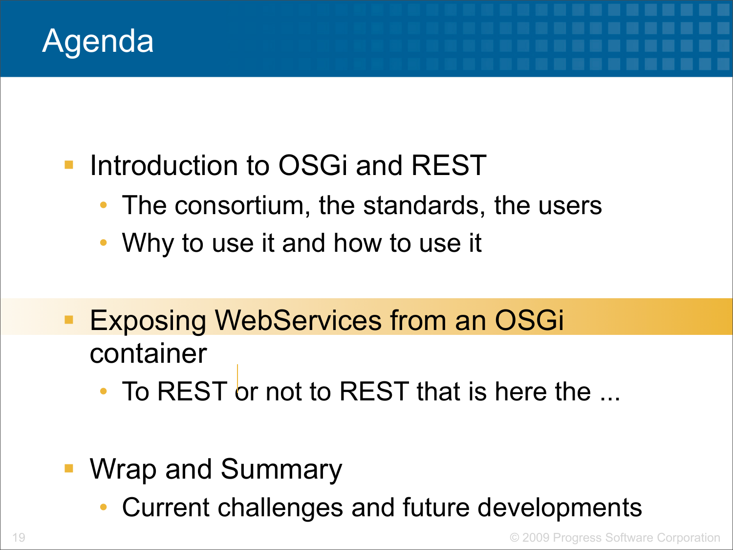# Agenda

- Introduction to OSGi and REST
  - The consortium, the standards, the users
  - Why to use it and how to use it
- Exposing WebServices from an OSGi container
  - To REST or not to REST that is here the ...
- Wrap and Summary
  - Current challenges and future developments

© 2009 Progress Software Corporation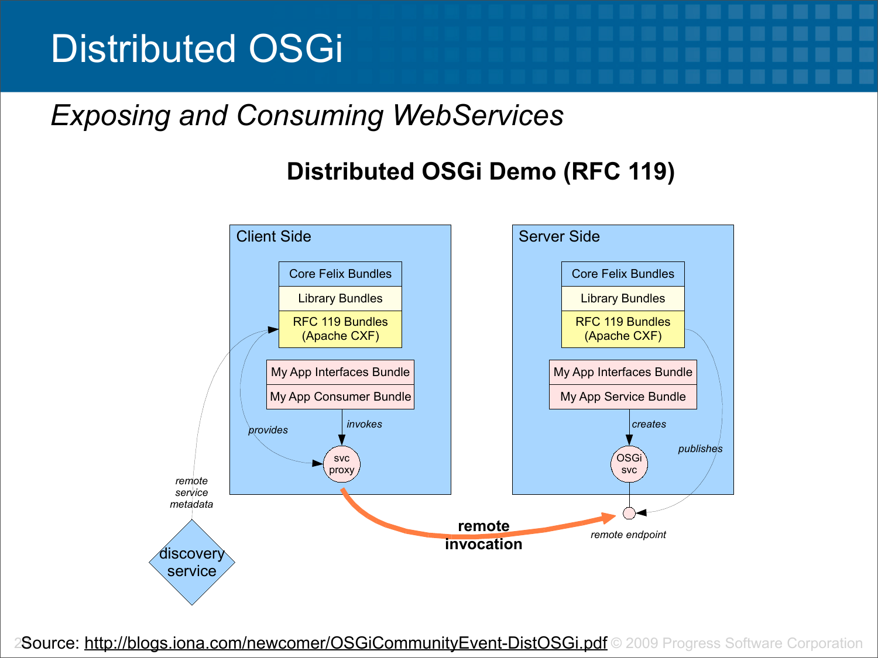# Distributed OSGi

*Exposing and Consuming WebServices*

**Distributed OSGi Demo (RFC 119)**

Client Side

- Core Felix Bundles
- Library Bundles
- RFC 119 Bundles (Apache CXF)
- My App Interfaces Bundle
- My App Consumer Bundle

*provides* — *invokes* — svc proxy

Server Side

- Core Felix Bundles
- Library Bundles
- RFC 119 Bundles (Apache CXF)
- My App Interfaces Bundle
- My App Service Bundle

*creates* — OSGi svc — *publishes*

*remote service metadata*

discovery service

**remote invocation**

*remote endpoint*

Source: http://blogs.iona.com/newcomer/OSGiCommunityEvent-DistOSGi.pdf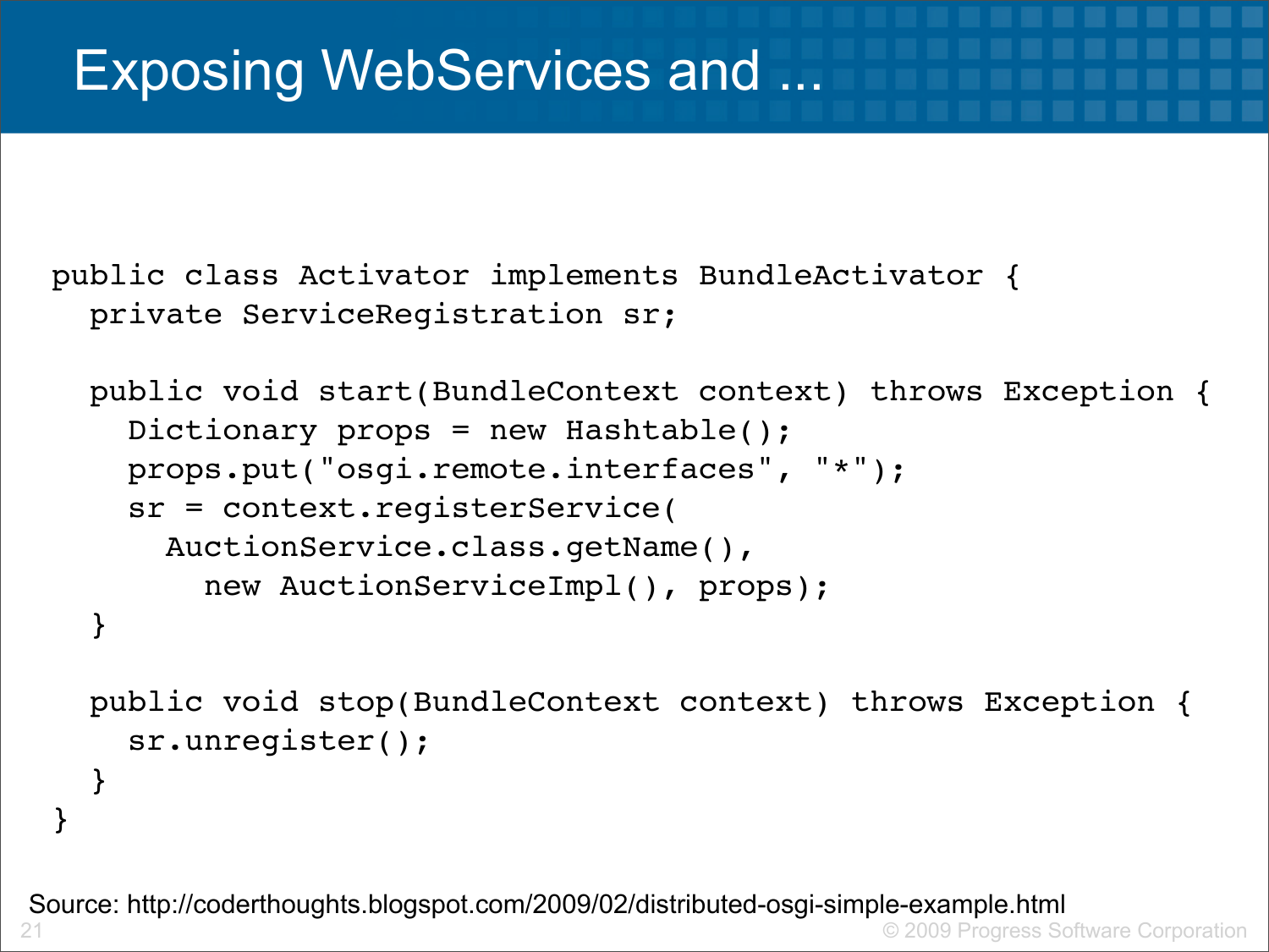# Exposing WebServices and ...

```java
public class Activator implements BundleActivator {
  private ServiceRegistration sr;

  public void start(BundleContext context) throws Exception {
    Dictionary props = new Hashtable();
    props.put("osgi.remote.interfaces", "*");
    sr = context.registerService(
      AuctionService.class.getName(),
        new AuctionServiceImpl(), props);
  }

  public void stop(BundleContext context) throws Exception {
    sr.unregister();
  }
}
```

Source: http://coderthoughts.blogspot.com/2009/02/distributed-osgi-simple-example.html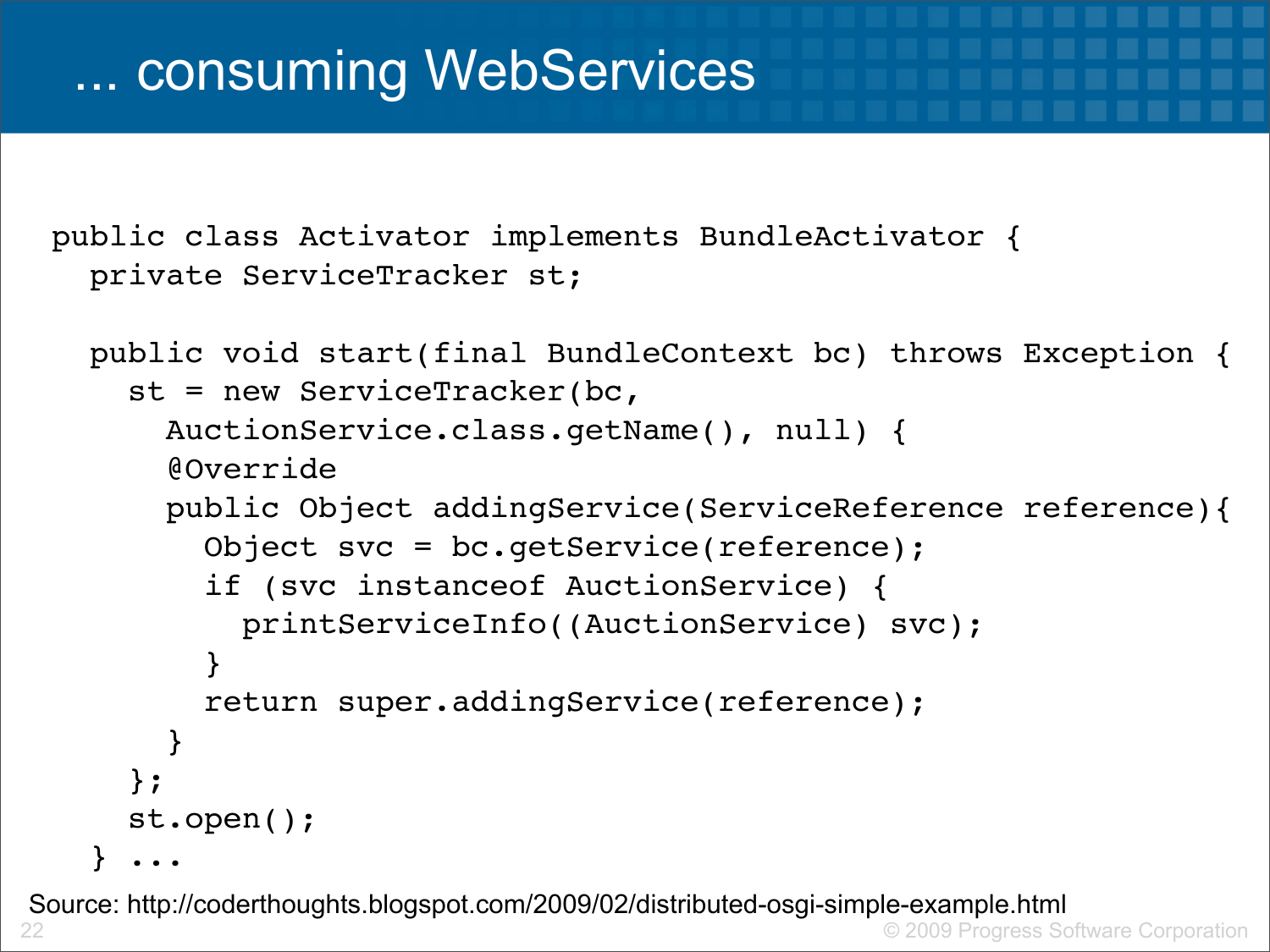# ... consuming WebServices

```
public class Activator implements BundleActivator {
  private ServiceTracker st;

  public void start(final BundleContext bc) throws Exception {
    st = new ServiceTracker(bc,
      AuctionService.class.getName(), null) {
      @Override
      public Object addingService(ServiceReference reference){
        Object svc = bc.getService(reference);
        if (svc instanceof AuctionService) {
          printServiceInfo((AuctionService) svc);
        }
        return super.addingService(reference);
      }
    };
    st.open();
  } ...
```

Source: http://coderthoughts.blogspot.com/2009/02/distributed-osgi-simple-example.html

© 2009 Progress Software Corporation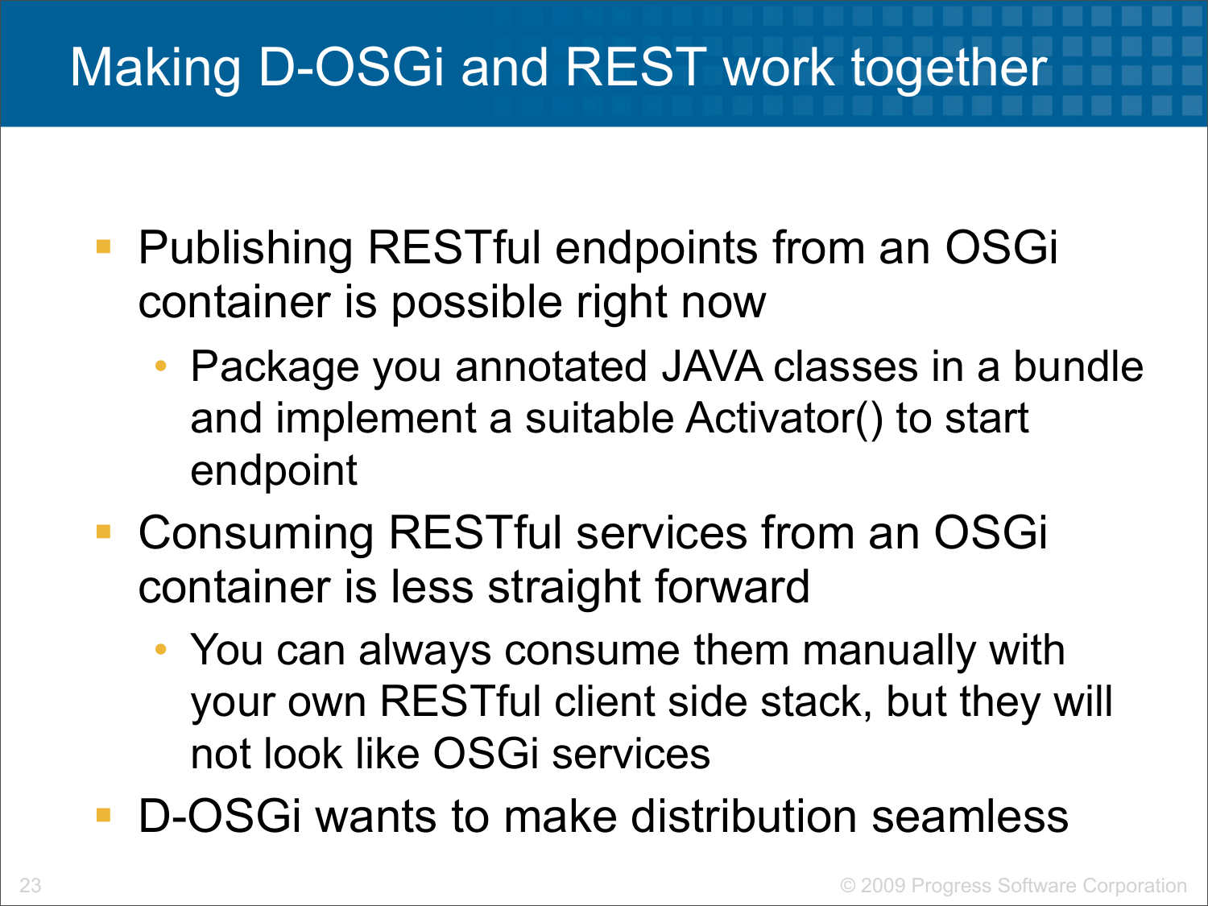# Making D-OSGi and REST work together

- Publishing RESTful endpoints from an OSGi container is possible right now
  - Package you annotated JAVA classes in a bundle and implement a suitable Activator() to start endpoint
- Consuming RESTful services from an OSGi container is less straight forward
  - You can always consume them manually with your own RESTful client side stack, but they will not look like OSGi services
- D-OSGi wants to make distribution seamless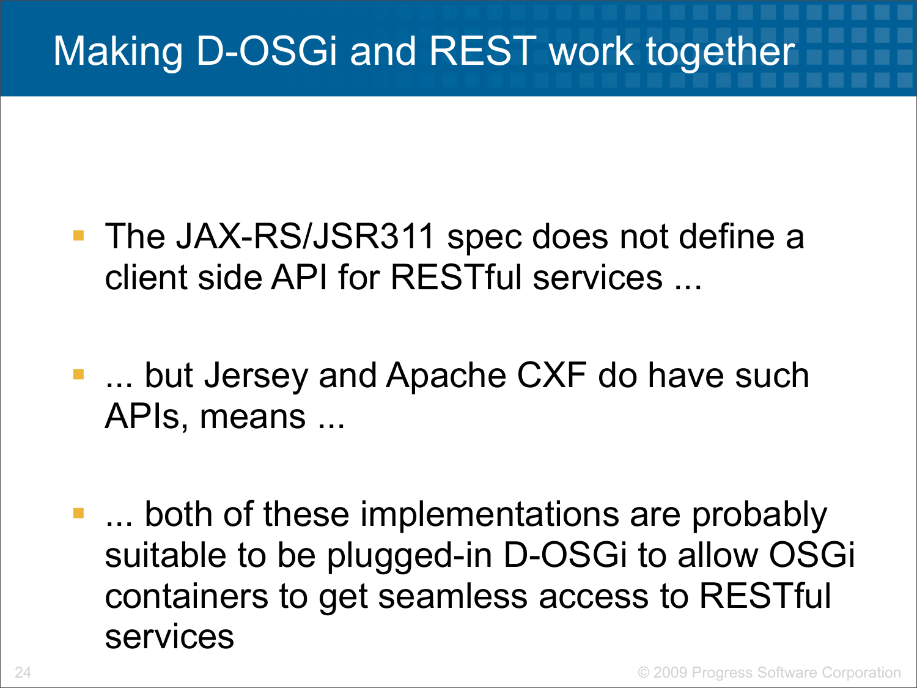# Making D-OSGi and REST work together

- The JAX-RS/JSR311 spec does not define a client side API for RESTful services ...
- ... but Jersey and Apache CXF do have such APIs, means ...
- ... both of these implementations are probably suitable to be plugged-in D-OSGi to allow OSGi containers to get seamless access to RESTful services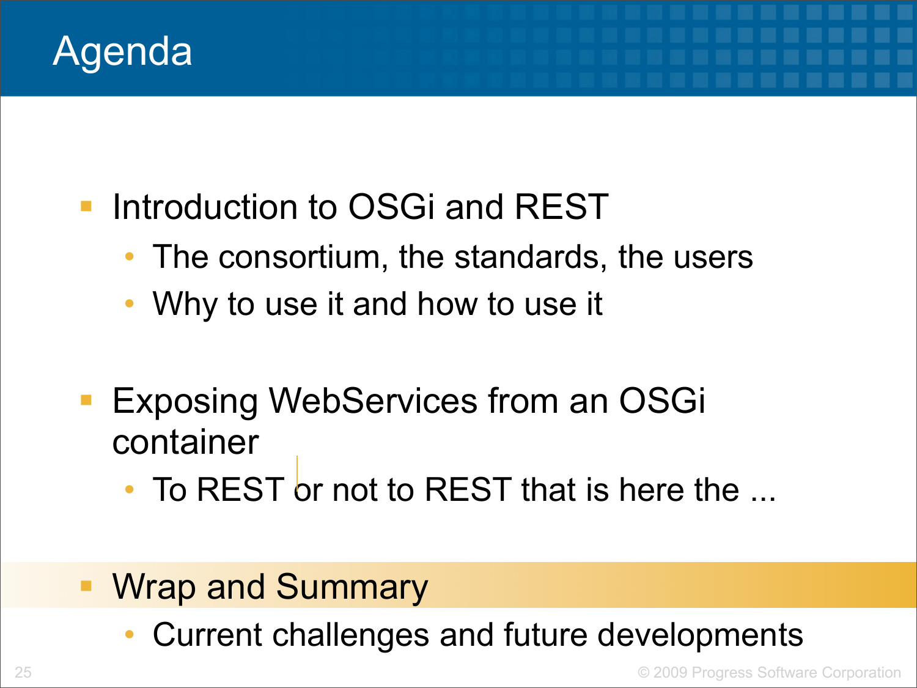# Agenda

- Introduction to OSGi and REST
  - The consortium, the standards, the users
  - Why to use it and how to use it
- Exposing WebServices from an OSGi container
  - To REST or not to REST that is here the ...
- Wrap and Summary
  - Current challenges and future developments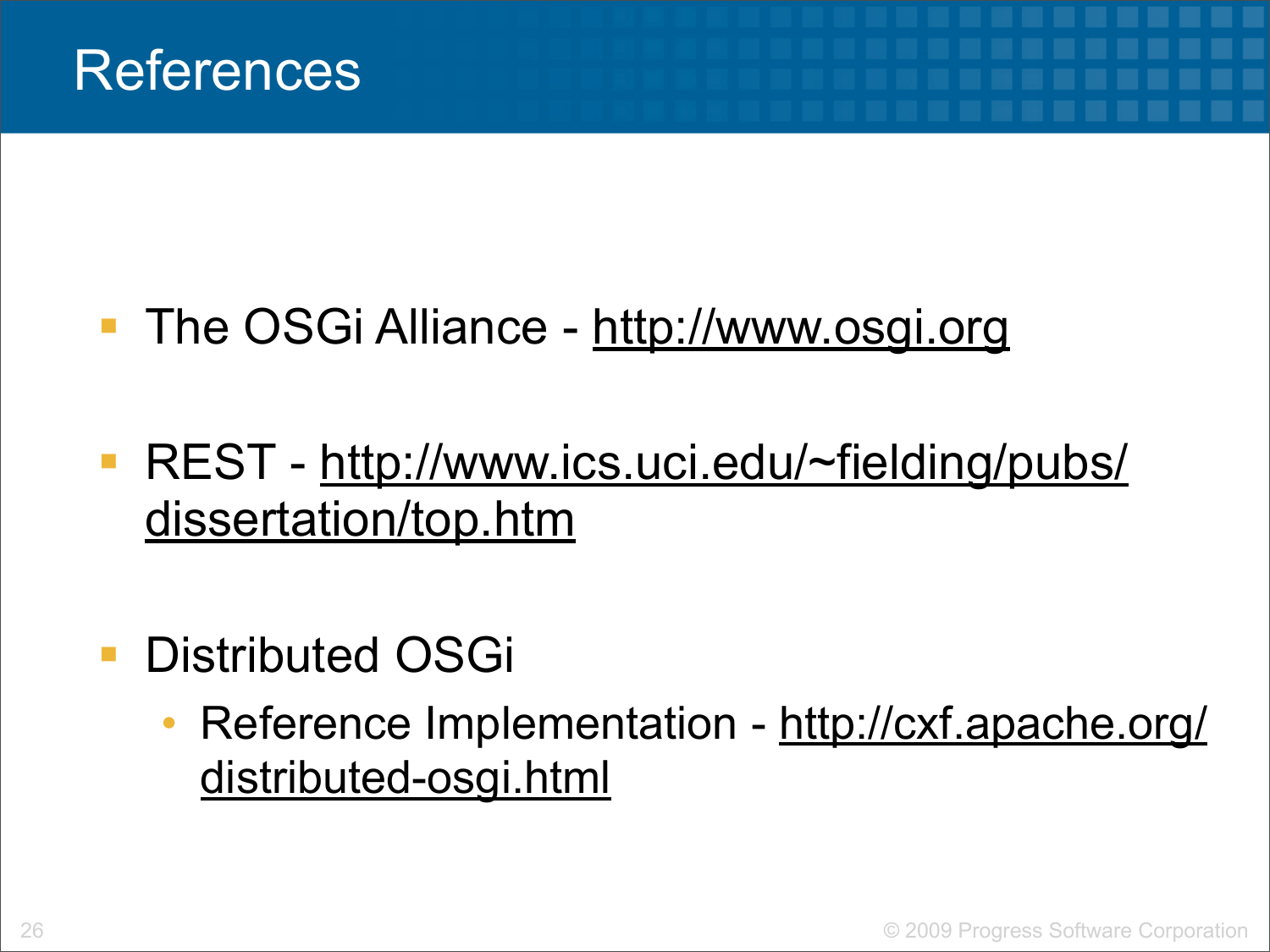# References

- The OSGi Alliance - http://www.osgi.org
- REST - http://www.ics.uci.edu/~fielding/pubs/dissertation/top.htm
- Distributed OSGi
  - Reference Implementation - http://cxf.apache.org/distributed-osgi.html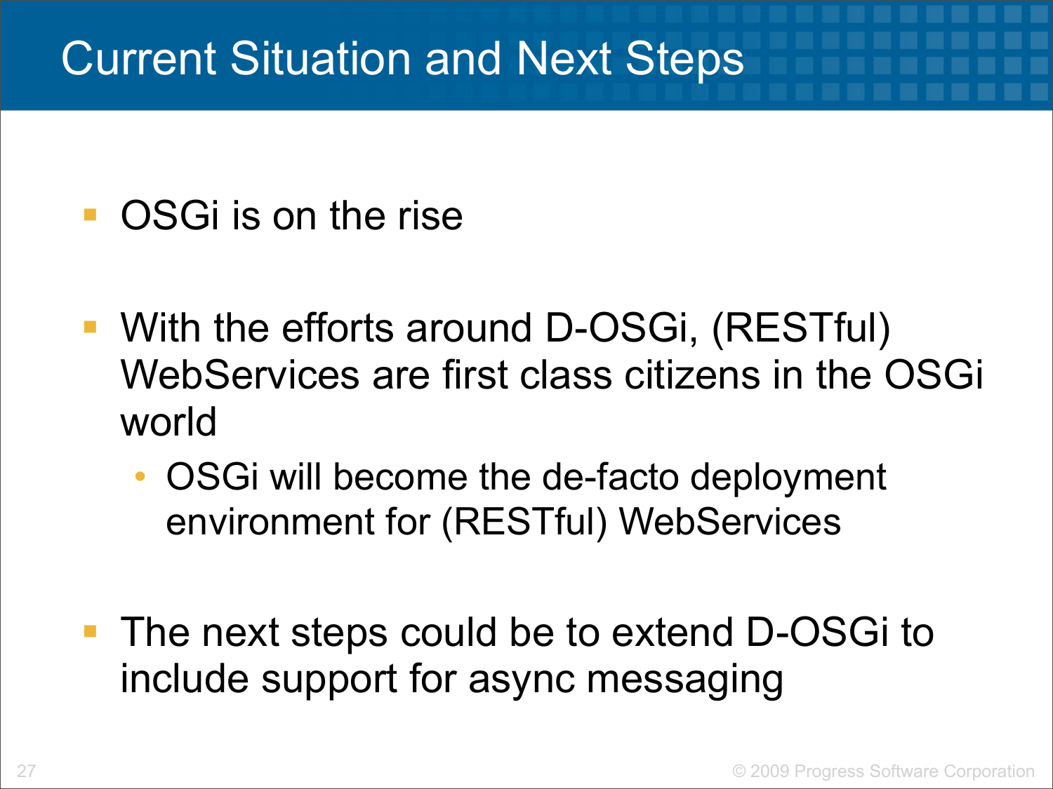# Current Situation and Next Steps

- OSGi is on the rise
- With the efforts around D-OSGi, (RESTful) WebServices are first class citizens in the OSGi world
  - OSGi will become the de-facto deployment environment for (RESTful) WebServices
- The next steps could be to extend D-OSGi to include support for async messaging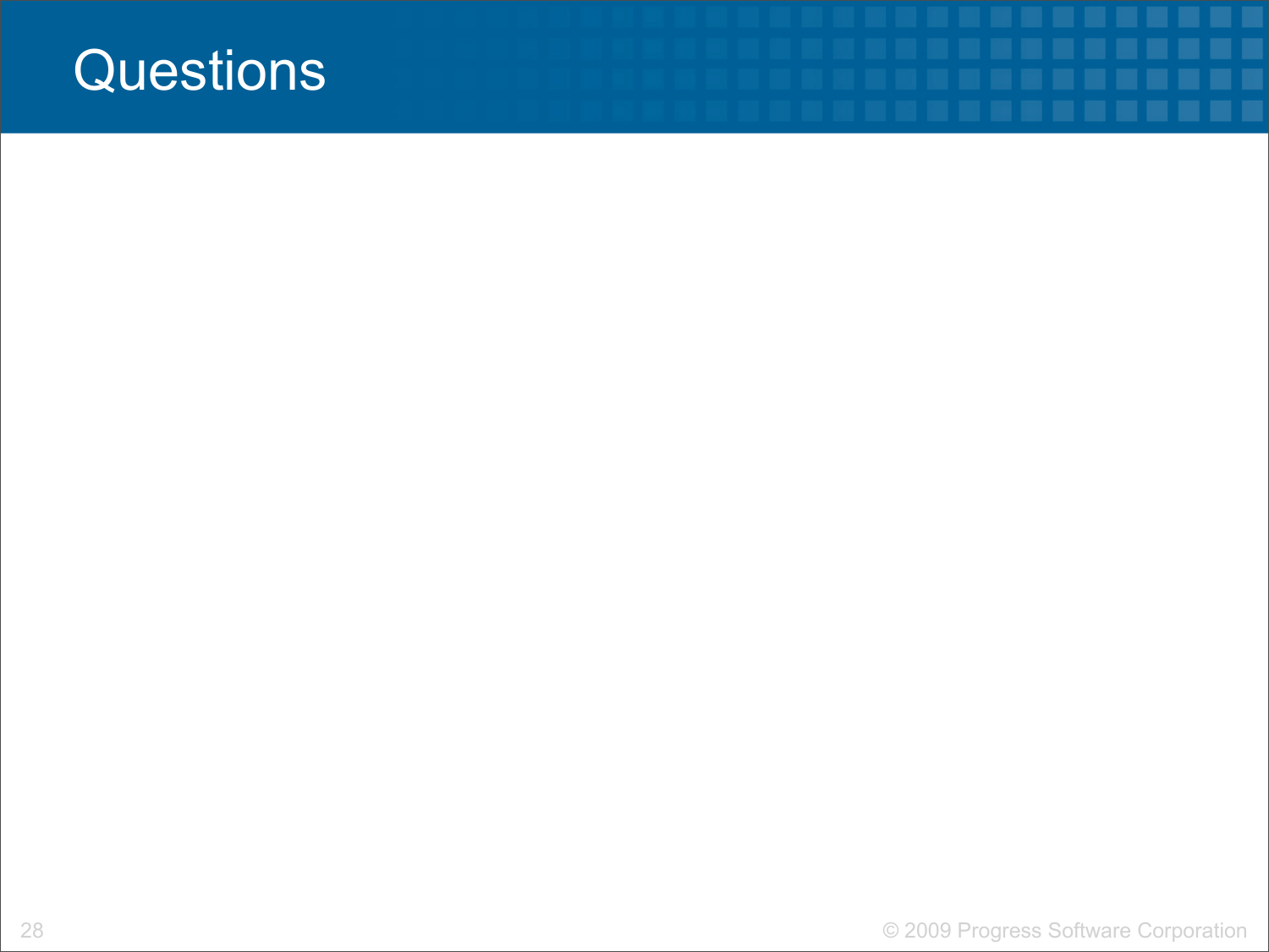# Questions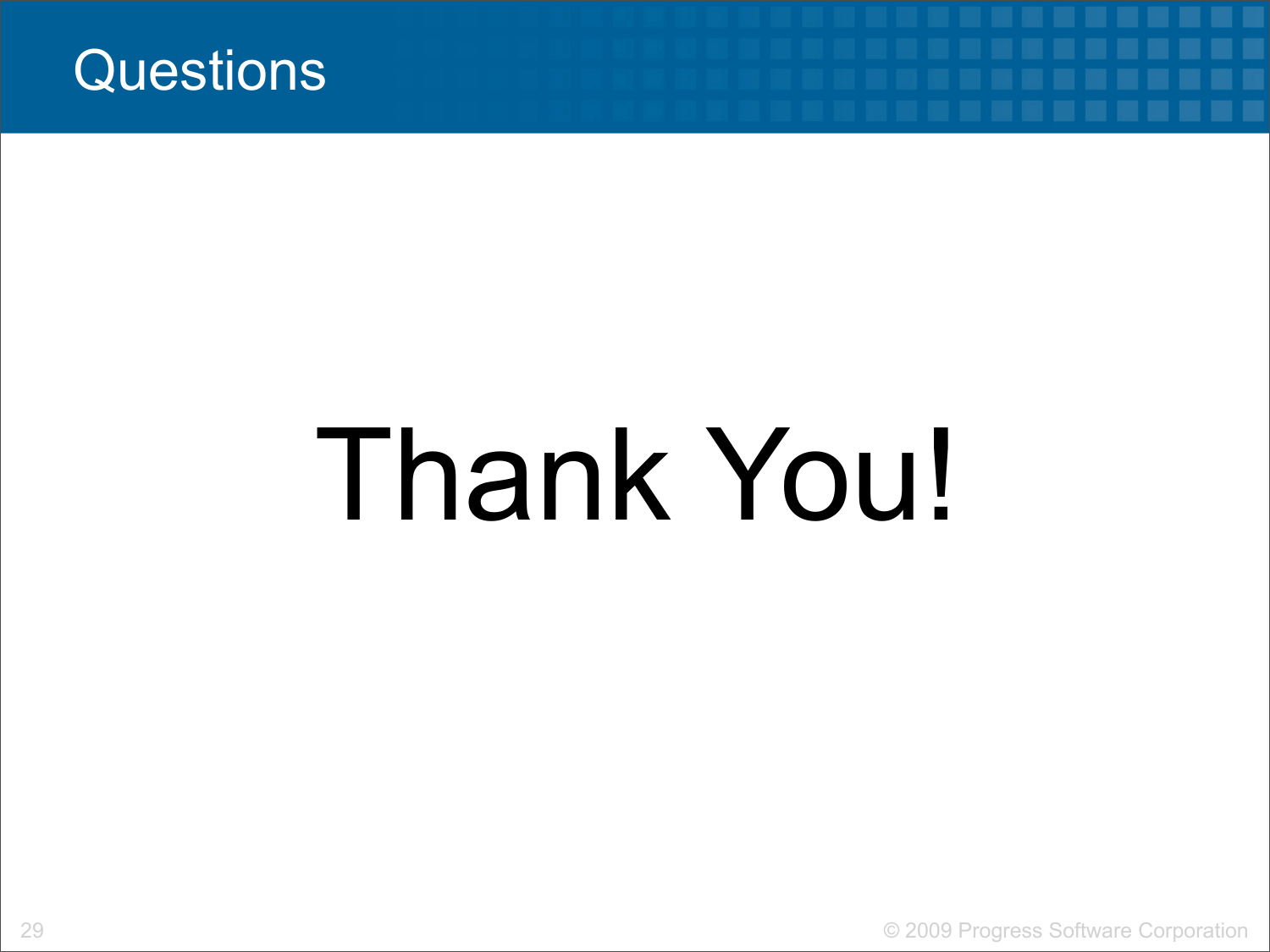# Questions

Thank You!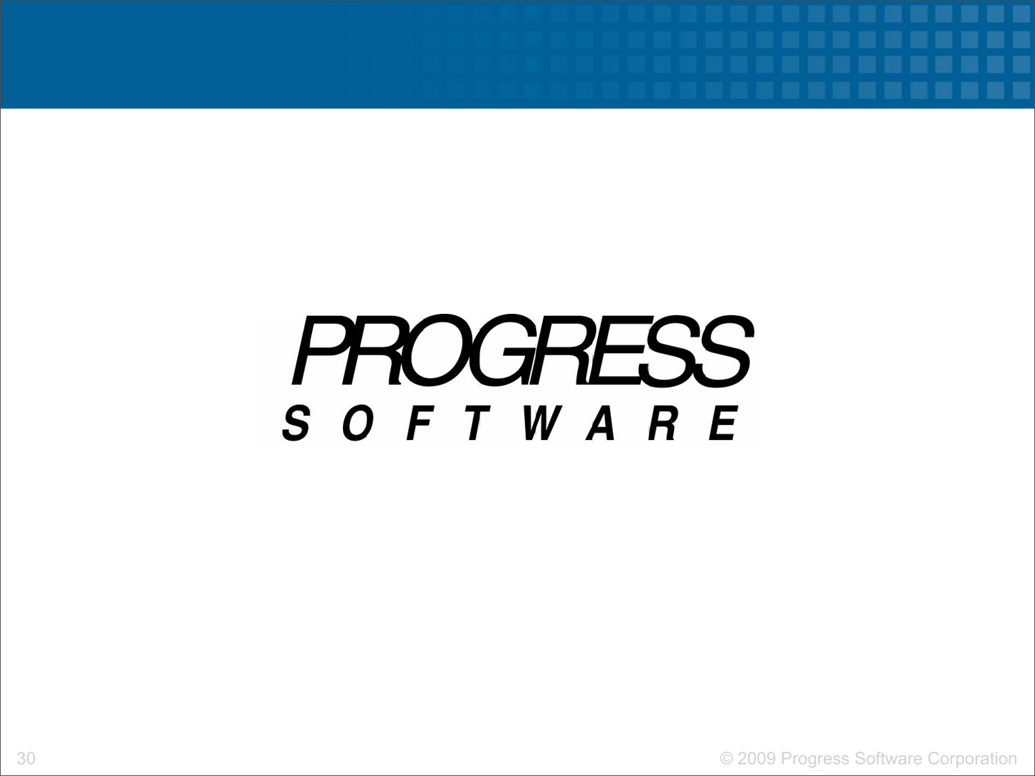PROGRESS

SOFTWARE